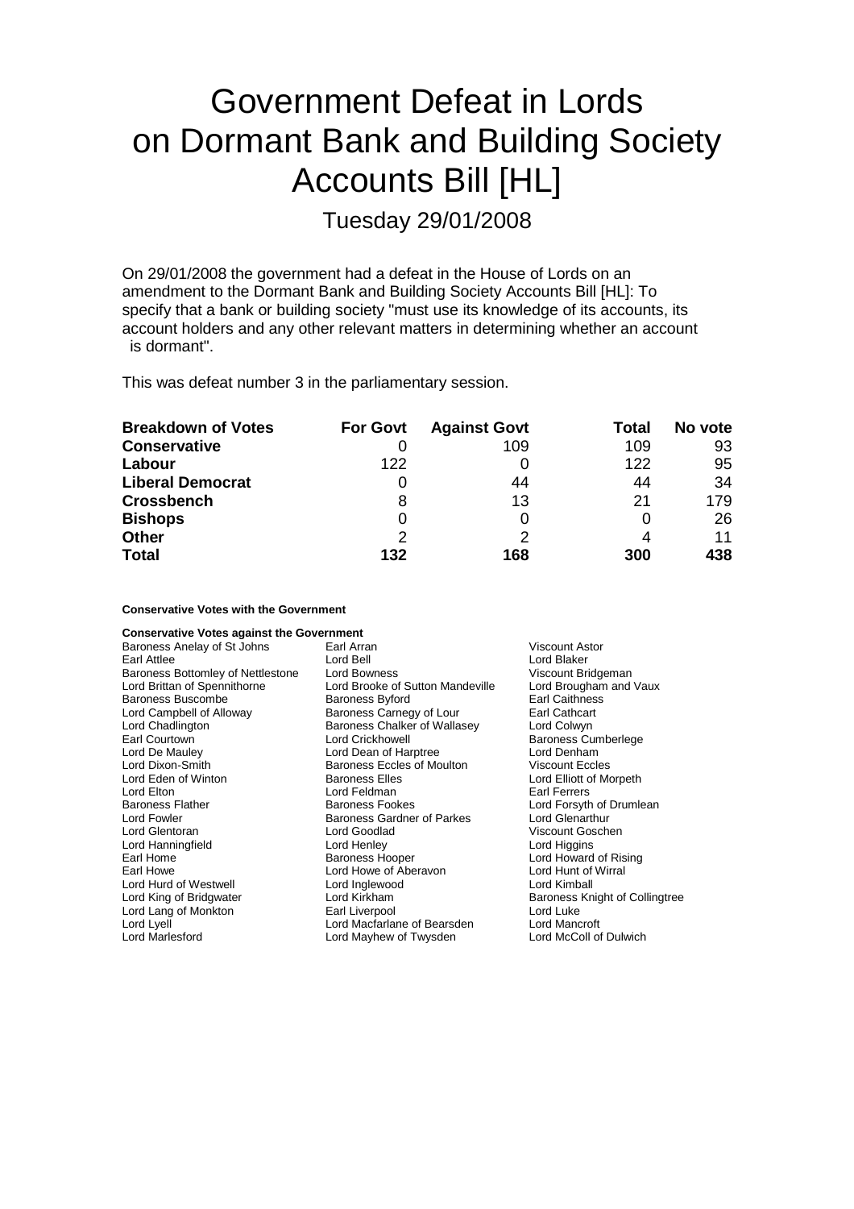# Government Defeat in Lords on Dormant Bank and Building Society Accounts Bill [HL]

## Tuesday 29/01/2008

On 29/01/2008 the government had a defeat in the House of Lords on an amendment to the Dormant Bank and Building Society Accounts Bill [HL]: To specify that a bank or building society "must use its knowledge of its accounts, its account holders and any other relevant matters in determining whether an account is dormant".

This was defeat number 3 in the parliamentary session.

| Breakdown of Votes | For Govt | Against Govt | Total | No vote |
|---|---|---|---|---|
| **Conservative** | 0 | 109 | 109 | 93 |
| **Labour** | 122 | 0 | 122 | 95 |
| **Liberal Democrat** | 0 | 44 | 44 | 34 |
| **Crossbench** | 8 | 13 | 21 | 179 |
| **Bishops** | 0 | 0 | 0 | 26 |
| **Other** | 2 | 2 | 4 | 11 |
| **Total** | **132** | **168** | **300** | **438** |

**Conservative Votes with the Government**

**Conservative Votes against the Government**

Baroness Anelay of St Johns
Earl Arran
Viscount Astor
Earl Attlee
Lord Bell
Lord Blaker
Baroness Bottomley of Nettlestone
Lord Bowness
Viscount Bridgeman
Lord Brittan of Spennithorne
Lord Brooke of Sutton Mandeville
Lord Brougham and Vaux
Baroness Buscombe
Baroness Byford
Earl Caithness
Lord Campbell of Alloway
Baroness Carnegy of Lour
Earl Cathcart
Lord Chadlington
Baroness Chalker of Wallasey
Lord Colwyn
Earl Courtown
Lord Crickhowell
Baroness Cumberlege
Lord De Mauley
Lord Dean of Harptree
Lord Denham
Lord Dixon-Smith
Baroness Eccles of Moulton
Viscount Eccles
Lord Eden of Winton
Baroness Elles
Lord Elliott of Morpeth
Lord Elton
Lord Feldman
Earl Ferrers
Baroness Flather
Baroness Fookes
Lord Forsyth of Drumlean
Lord Fowler
Baroness Gardner of Parkes
Lord Glenarthur
Lord Glentoran
Lord Goodlad
Viscount Goschen
Lord Hanningfield
Lord Henley
Lord Higgins
Earl Home
Baroness Hooper
Lord Howard of Rising
Earl Howe
Lord Howe of Aberavon
Lord Hunt of Wirral
Lord Hurd of Westwell
Lord Inglewood
Lord Kimball
Lord King of Bridgwater
Lord Kirkham
Baroness Knight of Collingtree
Lord Lang of Monkton
Earl Liverpool
Lord Luke
Lord Lyell
Lord Macfarlane of Bearsden
Lord Mancroft
Lord Marlesford
Lord Mayhew of Twysden
Lord McColl of Dulwich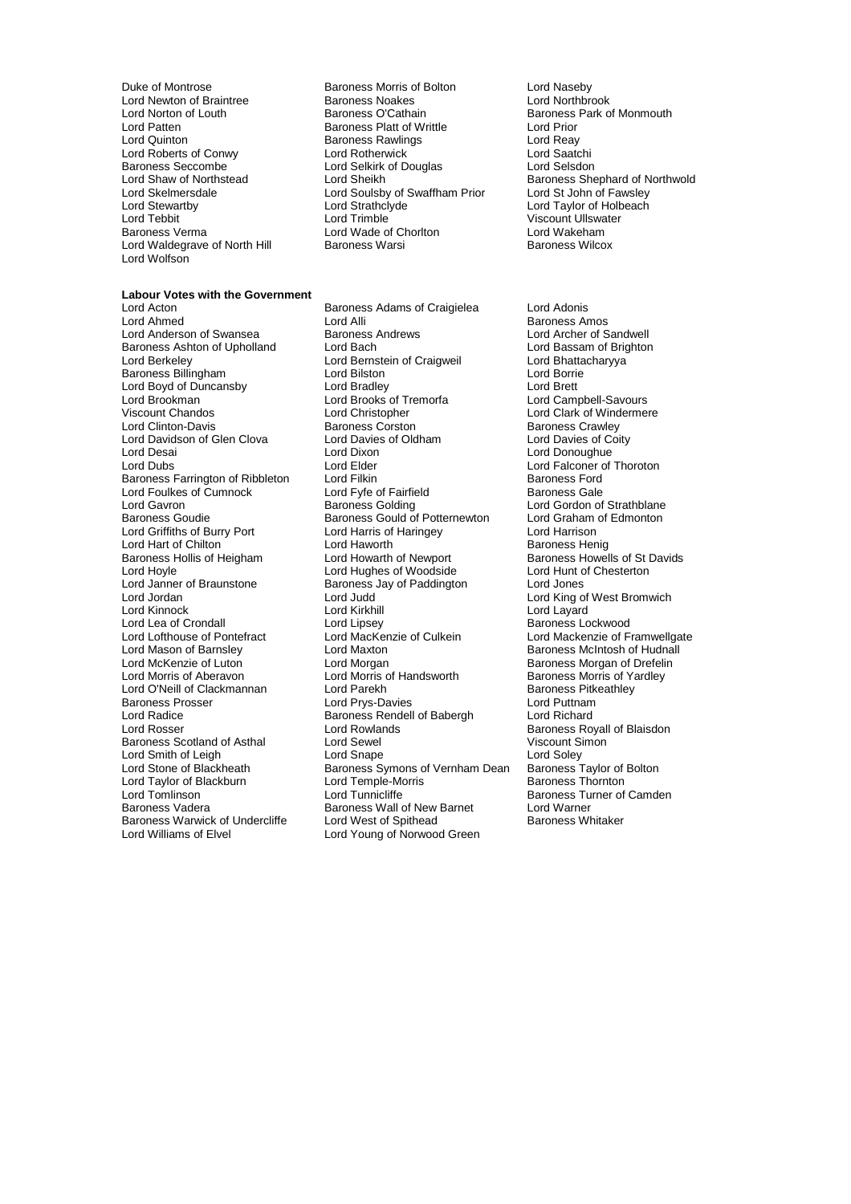Duke of Montrose
Baroness Morris of Bolton
Lord Naseby
Lord Newton of Braintree
Baroness Noakes
Lord Northbrook
Lord Norton of Louth
Baroness O'Cathain
Baroness Park of Monmouth
Lord Patten
Baroness Platt of Writtle
Lord Prior
Lord Quinton
Baroness Rawlings
Lord Reay
Lord Roberts of Conwy
Lord Rotherwick
Lord Saatchi
Baroness Seccombe
Lord Selkirk of Douglas
Lord Selsdon
Lord Shaw of Northstead
Lord Sheikh
Baroness Shephard of Northwold
Lord Skelmersdale
Lord Soulsby of Swaffham Prior
Lord St John of Fawsley
Lord Stewartby
Lord Strathclyde
Lord Taylor of Holbeach
Lord Tebbit
Lord Trimble
Viscount Ullswater
Baroness Verma
Lord Wade of Chorlton
Lord Wakeham
Lord Waldegrave of North Hill
Baroness Warsi
Baroness Wilcox
Lord Wolfson

**Labour Votes with the Government**

Lord Acton
Baroness Adams of Craigielea
Lord Adonis
Lord Ahmed
Lord Alli
Baroness Amos
Lord Anderson of Swansea
Baroness Andrews
Lord Archer of Sandwell
Baroness Ashton of Upholland
Lord Bach
Lord Bassam of Brighton
Lord Berkeley
Lord Bernstein of Craigweil
Lord Bhattacharyya
Baroness Billingham
Lord Bilston
Lord Borrie
Lord Boyd of Duncansby
Lord Bradley
Lord Brett
Lord Brookman
Lord Brooks of Tremorfa
Lord Campbell-Savours
Viscount Chandos
Lord Christopher
Lord Clark of Windermere
Lord Clinton-Davis
Baroness Corston
Baroness Crawley
Lord Davidson of Glen Clova
Lord Davies of Oldham
Lord Davies of Coity
Lord Desai
Lord Dixon
Lord Donoughue
Lord Dubs
Lord Elder
Lord Falconer of Thoroton
Baroness Farrington of Ribbleton
Lord Filkin
Baroness Ford
Lord Foulkes of Cumnock
Lord Fyfe of Fairfield
Baroness Gale
Lord Gavron
Baroness Golding
Lord Gordon of Strathblane
Baroness Goudie
Baroness Gould of Potternewton
Lord Graham of Edmonton
Lord Griffiths of Burry Port
Lord Harris of Haringey
Lord Harrison
Lord Hart of Chilton
Lord Haworth
Baroness Henig
Baroness Hollis of Heigham
Lord Howarth of Newport
Baroness Howells of St Davids
Lord Hoyle
Lord Hughes of Woodside
Lord Hunt of Chesterton
Lord Janner of Braunstone
Baroness Jay of Paddington
Lord Jones
Lord Jordan
Lord Judd
Lord King of West Bromwich
Lord Kinnock
Lord Kirkhill
Lord Layard
Lord Lea of Crondall
Lord Lipsey
Baroness Lockwood
Lord Lofthouse of Pontefract
Lord MacKenzie of Culkein
Lord Mackenzie of Framwellgate
Lord Mason of Barnsley
Lord Maxton
Baroness McIntosh of Hudnall
Lord McKenzie of Luton
Lord Morgan
Baroness Morgan of Drefelin
Lord Morris of Aberavon
Lord Morris of Handsworth
Baroness Morris of Yardley
Lord O'Neill of Clackmannan
Lord Parekh
Baroness Pitkeathley
Baroness Prosser
Lord Prys-Davies
Lord Puttnam
Lord Radice
Baroness Rendell of Babergh
Lord Richard
Lord Rosser
Lord Rowlands
Baroness Royall of Blaisdon
Baroness Scotland of Asthal
Lord Sewel
Viscount Simon
Lord Smith of Leigh
Lord Snape
Lord Soley
Lord Stone of Blackheath
Baroness Symons of Vernham Dean
Baroness Taylor of Bolton
Lord Taylor of Blackburn
Lord Temple-Morris
Baroness Thornton
Lord Tomlinson
Lord Tunnicliffe
Baroness Turner of Camden
Baroness Vadera
Baroness Wall of New Barnet
Lord Warner
Baroness Warwick of Undercliffe
Lord West of Spithead
Baroness Whitaker
Lord Williams of Elvel
Lord Young of Norwood Green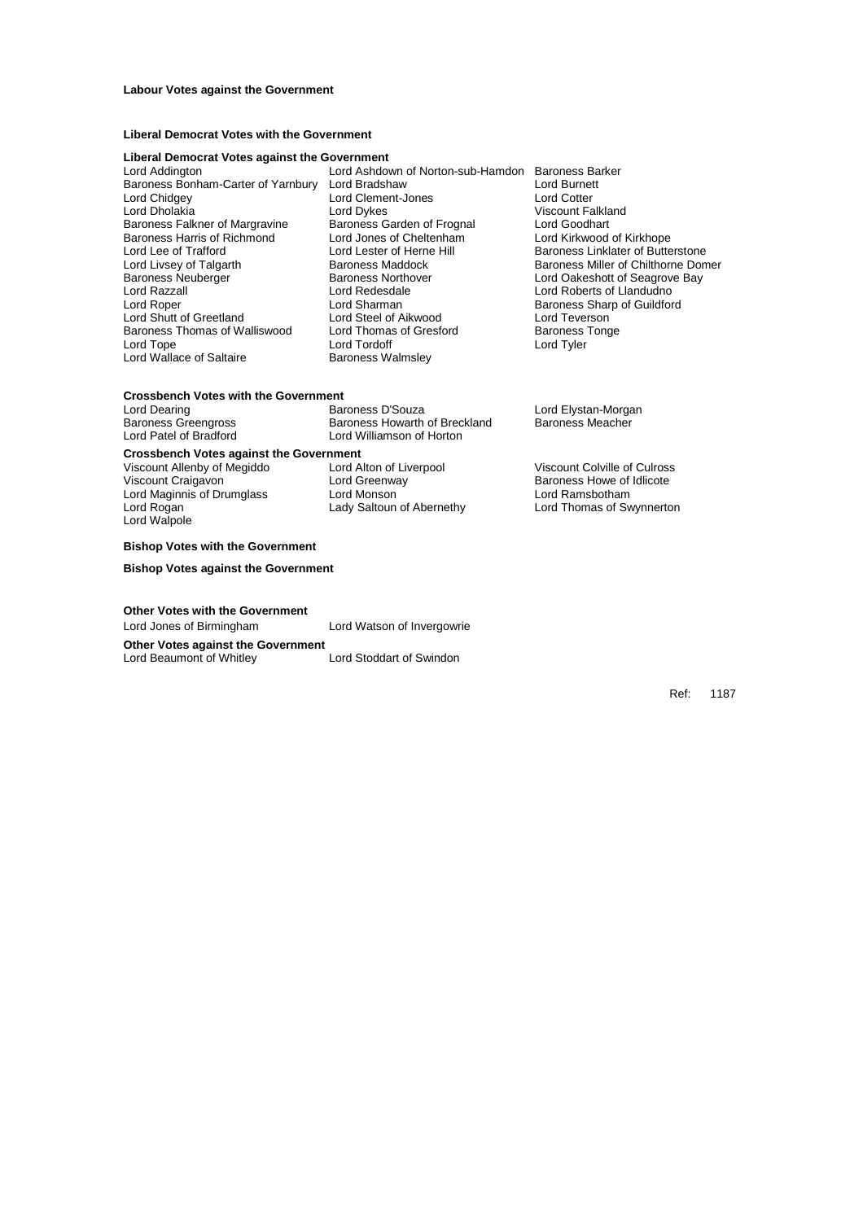**Labour Votes against the Government**

**Liberal Democrat Votes with the Government**

**Liberal Democrat Votes against the Government**

Lord Addington
Lord Ashdown of Norton-sub-Hamdon
Baroness Barker
Baroness Bonham-Carter of Yarnbury
Lord Bradshaw
Lord Burnett
Lord Chidgey
Lord Clement-Jones
Lord Cotter
Lord Dholakia
Lord Dykes
Viscount Falkland
Baroness Falkner of Margravine
Baroness Garden of Frognal
Lord Goodhart
Baroness Harris of Richmond
Lord Jones of Cheltenham
Lord Kirkwood of Kirkhope
Lord Lee of Trafford
Lord Lester of Herne Hill
Baroness Linklater of Butterstone
Lord Livsey of Talgarth
Baroness Maddock
Baroness Miller of Chilthorne Domer
Baroness Neuberger
Baroness Northover
Lord Oakeshott of Seagrove Bay
Lord Razzall
Lord Redesdale
Lord Roberts of Llandudno
Lord Roper
Lord Sharman
Baroness Sharp of Guildford
Lord Shutt of Greetland
Lord Steel of Aikwood
Lord Teverson
Baroness Thomas of Walliswood
Lord Thomas of Gresford
Baroness Tonge
Lord Tope
Lord Tordoff
Lord Tyler
Lord Wallace of Saltaire
Baroness Walmsley

**Crossbench Votes with the Government**

Lord Dearing
Baroness D'Souza
Lord Elystan-Morgan
Baroness Greengross
Baroness Howarth of Breckland
Baroness Meacher
Lord Patel of Bradford
Lord Williamson of Horton

**Crossbench Votes against the Government**

Viscount Allenby of Megiddo
Lord Alton of Liverpool
Viscount Colville of Culross
Viscount Craigavon
Lord Greenway
Baroness Howe of Idlicote
Lord Maginnis of Drumglass
Lord Monson
Lord Ramsbotham
Lord Rogan
Lady Saltoun of Abernethy
Lord Thomas of Swynnerton
Lord Walpole

**Bishop Votes with the Government**

**Bishop Votes against the Government**

**Other Votes with the Government**

Lord Jones of Birmingham
Lord Watson of Invergowrie

**Other Votes against the Government**

Lord Beaumont of Whitley
Lord Stoddart of Swindon

Ref: 1187